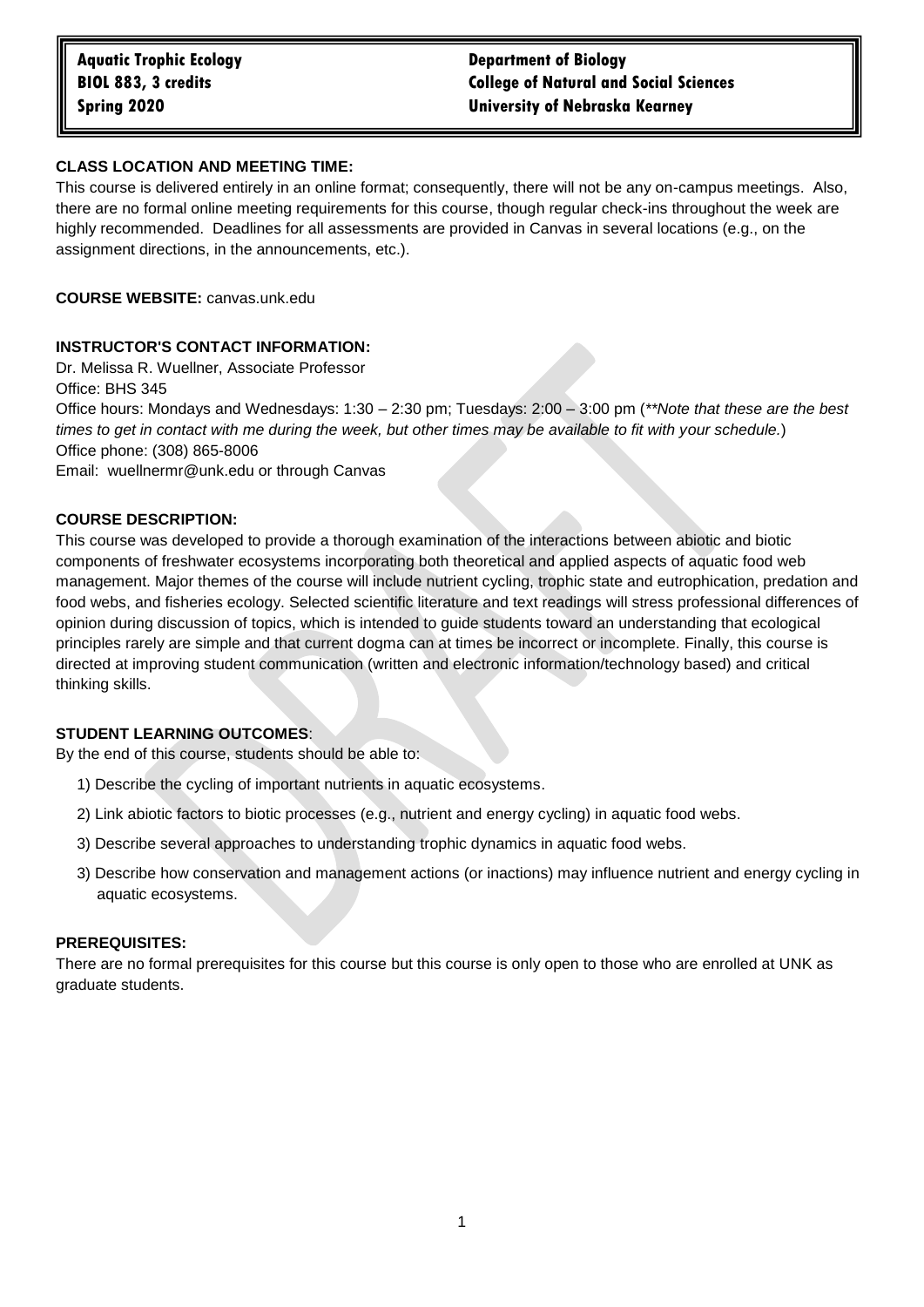**Aquatic Trophic Ecology**
**BIOL 883, 3 credits**
**Spring 2020**

**Department of Biology**
**College of Natural and Social Sciences**
**University of Nebraska Kearney**

**CLASS LOCATION AND MEETING TIME:**

This course is delivered entirely in an online format; consequently, there will not be any on-campus meetings. Also, there are no formal online meeting requirements for this course, though regular check-ins throughout the week are highly recommended. Deadlines for all assessments are provided in Canvas in several locations (e.g., on the assignment directions, in the announcements, etc.).

**COURSE WEBSITE:** canvas.unk.edu

**INSTRUCTOR'S CONTACT INFORMATION:**

Dr. Melissa R. Wuellner, Associate Professor
Office: BHS 345
Office hours: Mondays and Wednesdays: 1:30 – 2:30 pm; Tuesdays: 2:00 – 3:00 pm (*\*\*Note that these are the best times to get in contact with me during the week, but other times may be available to fit with your schedule.*)
Office phone: (308) 865-8006
Email: wuellnermr@unk.edu or through Canvas

**COURSE DESCRIPTION:**

This course was developed to provide a thorough examination of the interactions between abiotic and biotic components of freshwater ecosystems incorporating both theoretical and applied aspects of aquatic food web management. Major themes of the course will include nutrient cycling, trophic state and eutrophication, predation and food webs, and fisheries ecology. Selected scientific literature and text readings will stress professional differences of opinion during discussion of topics, which is intended to guide students toward an understanding that ecological principles rarely are simple and that current dogma can at times be incorrect or incomplete. Finally, this course is directed at improving student communication (written and electronic information/technology based) and critical thinking skills.

**STUDENT LEARNING OUTCOMES**:

By the end of this course, students should be able to:

1) Describe the cycling of important nutrients in aquatic ecosystems.

2) Link abiotic factors to biotic processes (e.g., nutrient and energy cycling) in aquatic food webs.

3) Describe several approaches to understanding trophic dynamics in aquatic food webs.

3) Describe how conservation and management actions (or inactions) may influence nutrient and energy cycling in aquatic ecosystems.

**PREREQUISITES:**

There are no formal prerequisites for this course but this course is only open to those who are enrolled at UNK as graduate students.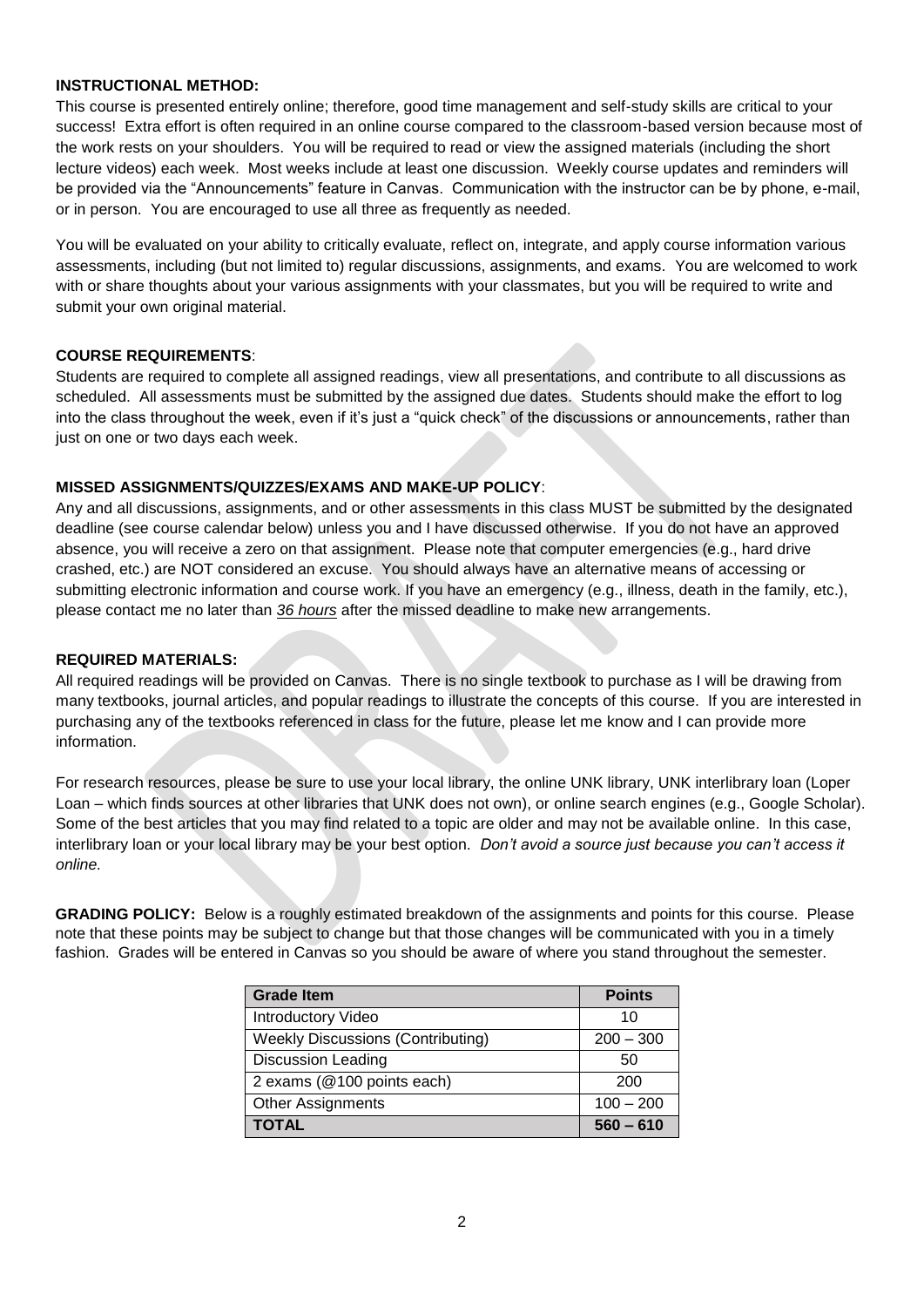**INSTRUCTIONAL METHOD:**

This course is presented entirely online; therefore, good time management and self-study skills are critical to your success! Extra effort is often required in an online course compared to the classroom-based version because most of the work rests on your shoulders. You will be required to read or view the assigned materials (including the short lecture videos) each week. Most weeks include at least one discussion. Weekly course updates and reminders will be provided via the "Announcements" feature in Canvas. Communication with the instructor can be by phone, e-mail, or in person. You are encouraged to use all three as frequently as needed.

You will be evaluated on your ability to critically evaluate, reflect on, integrate, and apply course information various assessments, including (but not limited to) regular discussions, assignments, and exams. You are welcomed to work with or share thoughts about your various assignments with your classmates, but you will be required to write and submit your own original material.

**COURSE REQUIREMENTS**:

Students are required to complete all assigned readings, view all presentations, and contribute to all discussions as scheduled. All assessments must be submitted by the assigned due dates. Students should make the effort to log into the class throughout the week, even if it's just a "quick check" of the discussions or announcements, rather than just on one or two days each week.

**MISSED ASSIGNMENTS/QUIZZES/EXAMS AND MAKE-UP POLICY**:

Any and all discussions, assignments, and or other assessments in this class MUST be submitted by the designated deadline (see course calendar below) unless you and I have discussed otherwise. If you do not have an approved absence, you will receive a zero on that assignment. Please note that computer emergencies (e.g., hard drive crashed, etc.) are NOT considered an excuse. You should always have an alternative means of accessing or submitting electronic information and course work. If you have an emergency (e.g., illness, death in the family, etc.), please contact me no later than ***36 hours*** after the missed deadline to make new arrangements.

**REQUIRED MATERIALS:**

All required readings will be provided on Canvas. There is no single textbook to purchase as I will be drawing from many textbooks, journal articles, and popular readings to illustrate the concepts of this course. If you are interested in purchasing any of the textbooks referenced in class for the future, please let me know and I can provide more information.

For research resources, please be sure to use your local library, the online UNK library, UNK interlibrary loan (Loper Loan – which finds sources at other libraries that UNK does not own), or online search engines (e.g., Google Scholar). Some of the best articles that you may find related to a topic are older and may not be available online. In this case, interlibrary loan or your local library may be your best option. *Don't avoid a source just because you can't access it online.*

**GRADING POLICY:** Below is a roughly estimated breakdown of the assignments and points for this course. Please note that these points may be subject to change but that those changes will be communicated with you in a timely fashion. Grades will be entered in Canvas so you should be aware of where you stand throughout the semester.

| Grade Item | Points |
|---|---|
| Introductory Video | 10 |
| Weekly Discussions (Contributing) | 200 – 300 |
| Discussion Leading | 50 |
| 2 exams (@100 points each) | 200 |
| Other Assignments | 100 – 200 |
| **TOTAL** | **560 – 610** |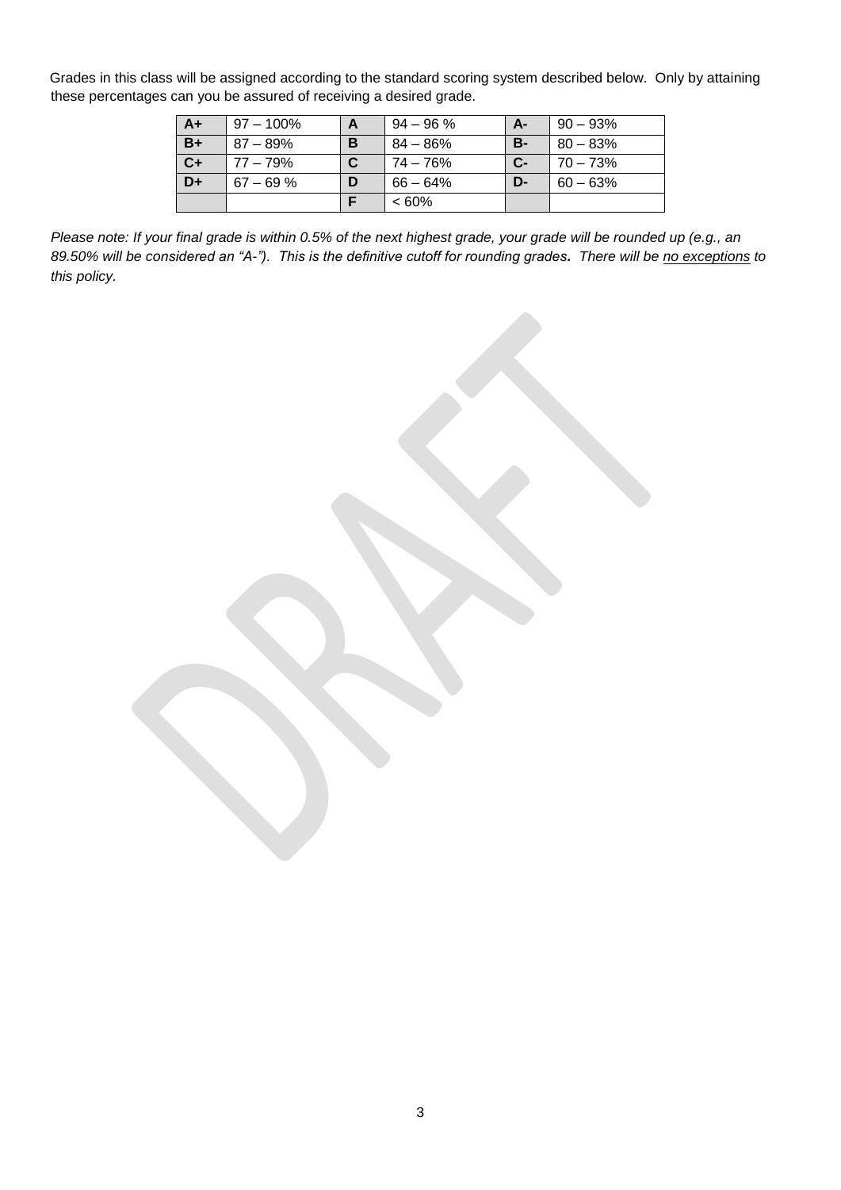Grades in this class will be assigned according to the standard scoring system described below. Only by attaining these percentages can you be assured of receiving a desired grade.

| **A+** | 97 – 100% | **A** | 94 – 96 % | **A-** | 90 – 93% |
|---|---|---|---|---|---|
| **B+** | 87 – 89% | **B** | 84 – 86% | **B-** | 80 – 83% |
| **C+** | 77 – 79% | **C** | 74 – 76% | **C-** | 70 – 73% |
| **D+** | 67 – 69 % | **D** | 66 – 64% | **D-** | 60 – 63% |
| | | **F** | < 60% | | |

*Please note: If your final grade is within 0.5% of the next highest grade, your grade will be rounded up (e.g., an 89.50% will be considered an "A-"). This is the definitive cutoff for rounding grades.* ***There will be*** *<u>no exceptions</u> to this policy.*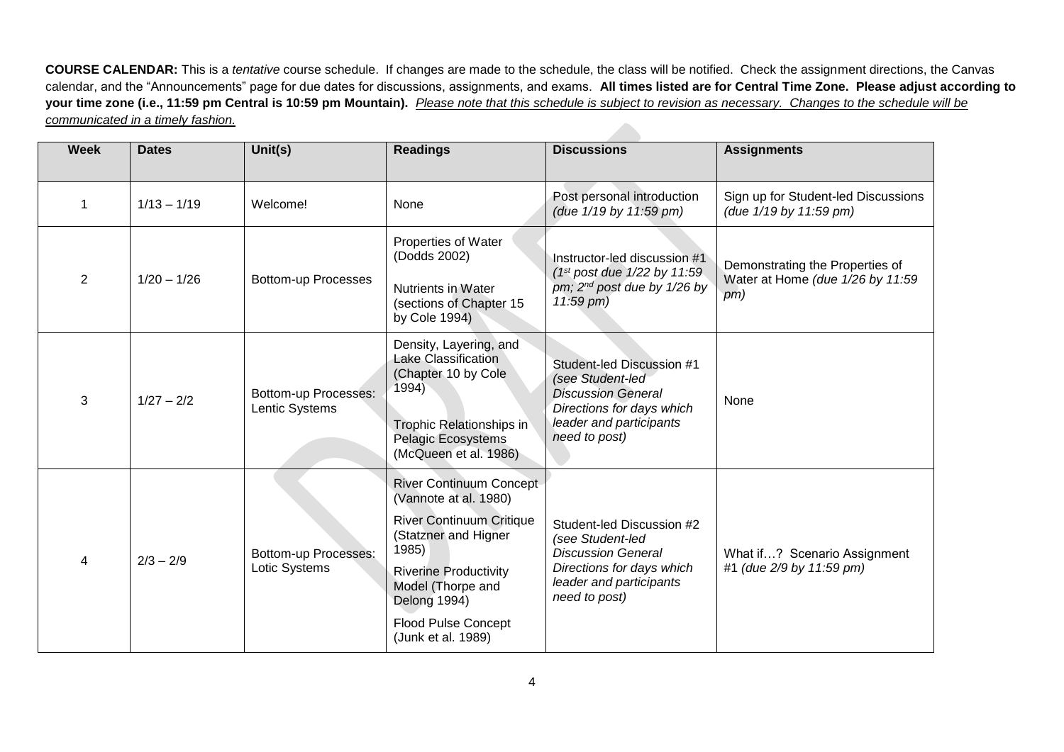**COURSE CALENDAR:** This is a *tentative* course schedule. If changes are made to the schedule, the class will be notified. Check the assignment directions, the Canvas calendar, and the "Announcements" page for due dates for discussions, assignments, and exams. **All times listed are for Central Time Zone. Please adjust according to your time zone (i.e., 11:59 pm Central is 10:59 pm Mountain).** *Please note that this schedule is subject to revision as necessary. Changes to the schedule will be communicated in a timely fashion.*

| Week | Dates | Unit(s) | Readings | Discussions | Assignments |
|---|---|---|---|---|---|
| 1 | 1/13 – 1/19 | Welcome! | None | Post personal introduction *(due 1/19 by 11:59 pm)* | Sign up for Student-led Discussions *(due 1/19 by 11:59 pm)* |
| 2 | 1/20 – 1/26 | Bottom-up Processes | Properties of Water (Dodds 2002)<br><br>Nutrients in Water (sections of Chapter 15 by Cole 1994) | Instructor-led discussion #1 *(1st post due 1/22 by 11:59 pm; 2nd post due by 1/26 by 11:59 pm)* | Demonstrating the Properties of Water at Home *(due 1/26 by 11:59 pm)* |
| 3 | 1/27 – 2/2 | Bottom-up Processes: Lentic Systems | Density, Layering, and Lake Classification (Chapter 10 by Cole 1994)<br><br>Trophic Relationships in Pelagic Ecosystems (McQueen et al. 1986) | Student-led Discussion #1 *(see Student-led Discussion General Directions for days which leader and participants need to post)* | None |
| 4 | 2/3 – 2/9 | Bottom-up Processes: Lotic Systems | River Continuum Concept (Vannote at al. 1980)<br><br>River Continuum Critique (Statzner and Higner 1985)<br><br>Riverine Productivity Model (Thorpe and Delong 1994)<br><br>Flood Pulse Concept (Junk et al. 1989) | Student-led Discussion #2 *(see Student-led Discussion General Directions for days which leader and participants need to post)* | What if…? Scenario Assignment #1 *(due 2/9 by 11:59 pm)* |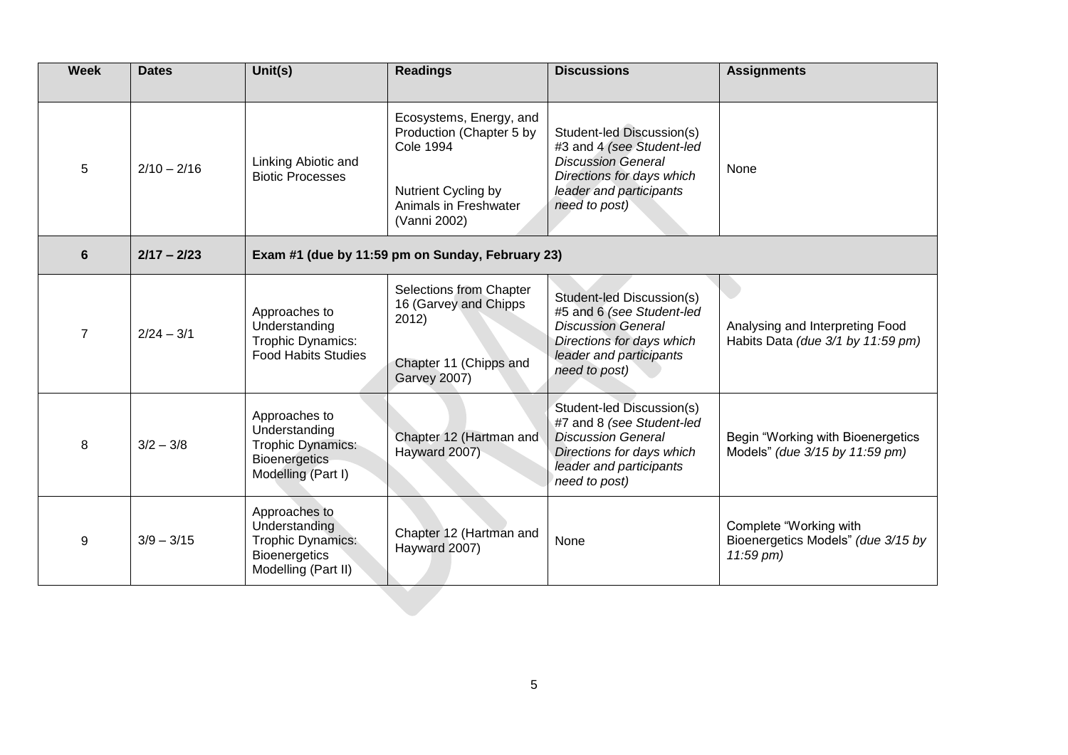| Week | Dates | Unit(s) | Readings | Discussions | Assignments |
|---|---|---|---|---|---|
| 5 | 2/10 – 2/16 | Linking Abiotic and Biotic Processes | Ecosystems, Energy, and Production (Chapter 5 by Cole 1994<br><br>Nutrient Cycling by Animals in Freshwater (Vanni 2002) | Student-led Discussion(s) #3 and 4 *(see Student-led Discussion General Directions for days which leader and participants need to post)* | None |
| **6** | **2/17 – 2/23** | **Exam #1 (due by 11:59 pm on Sunday, February 23)** | | | |
| 7 | 2/24 – 3/1 | Approaches to Understanding Trophic Dynamics: Food Habits Studies | Selections from Chapter 16 (Garvey and Chipps 2012)<br><br>Chapter 11 (Chipps and Garvey 2007) | Student-led Discussion(s) #5 and 6 *(see Student-led Discussion General Directions for days which leader and participants need to post)* | Analysing and Interpreting Food Habits Data *(due 3/1 by 11:59 pm)* |
| 8 | 3/2 – 3/8 | Approaches to Understanding Trophic Dynamics: Bioenergetics Modelling (Part I) | Chapter 12 (Hartman and Hayward 2007) | Student-led Discussion(s) #7 and 8 *(see Student-led Discussion General Directions for days which leader and participants need to post)* | Begin "Working with Bioenergetics Models" *(due 3/15 by 11:59 pm)* |
| 9 | 3/9 – 3/15 | Approaches to Understanding Trophic Dynamics: Bioenergetics Modelling (Part II) | Chapter 12 (Hartman and Hayward 2007) | None | Complete "Working with Bioenergetics Models" *(due 3/15 by 11:59 pm)* |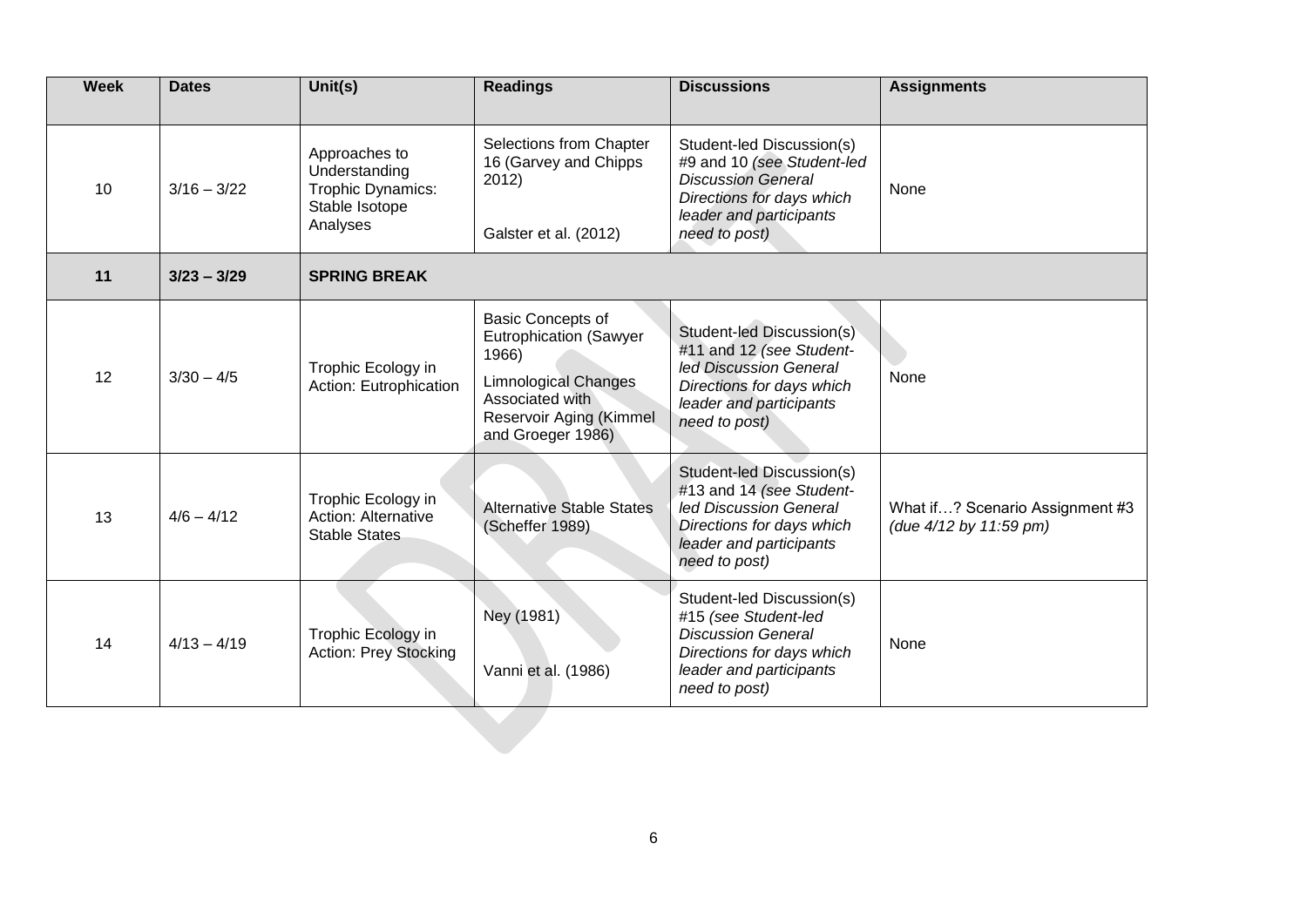| Week | Dates | Unit(s) | Readings | Discussions | Assignments |
|---|---|---|---|---|---|
| 10 | 3/16 – 3/22 | Approaches to Understanding Trophic Dynamics: Stable Isotope Analyses | Selections from Chapter 16 (Garvey and Chipps 2012)<br><br>Galster et al. (2012) | Student-led Discussion(s) #9 and 10 *(see Student-led Discussion General Directions for days which leader and participants need to post)* | None |
| **11** | **3/23 – 3/29** | **SPRING BREAK** | | | |
| 12 | 3/30 – 4/5 | Trophic Ecology in Action: Eutrophication | Basic Concepts of Eutrophication (Sawyer 1966)<br><br>Limnological Changes Associated with Reservoir Aging (Kimmel and Groeger 1986) | Student-led Discussion(s) #11 and 12 *(see Student-led Discussion General Directions for days which leader and participants need to post)* | None |
| 13 | 4/6 – 4/12 | Trophic Ecology in Action: Alternative Stable States | Alternative Stable States (Scheffer 1989) | Student-led Discussion(s) #13 and 14 *(see Student-led Discussion General Directions for days which leader and participants need to post)* | What if…? Scenario Assignment #3 *(due 4/12 by 11:59 pm)* |
| 14 | 4/13 – 4/19 | Trophic Ecology in Action: Prey Stocking | Ney (1981)<br><br>Vanni et al. (1986) | Student-led Discussion(s) #15 *(see Student-led Discussion General Directions for days which leader and participants need to post)* | None |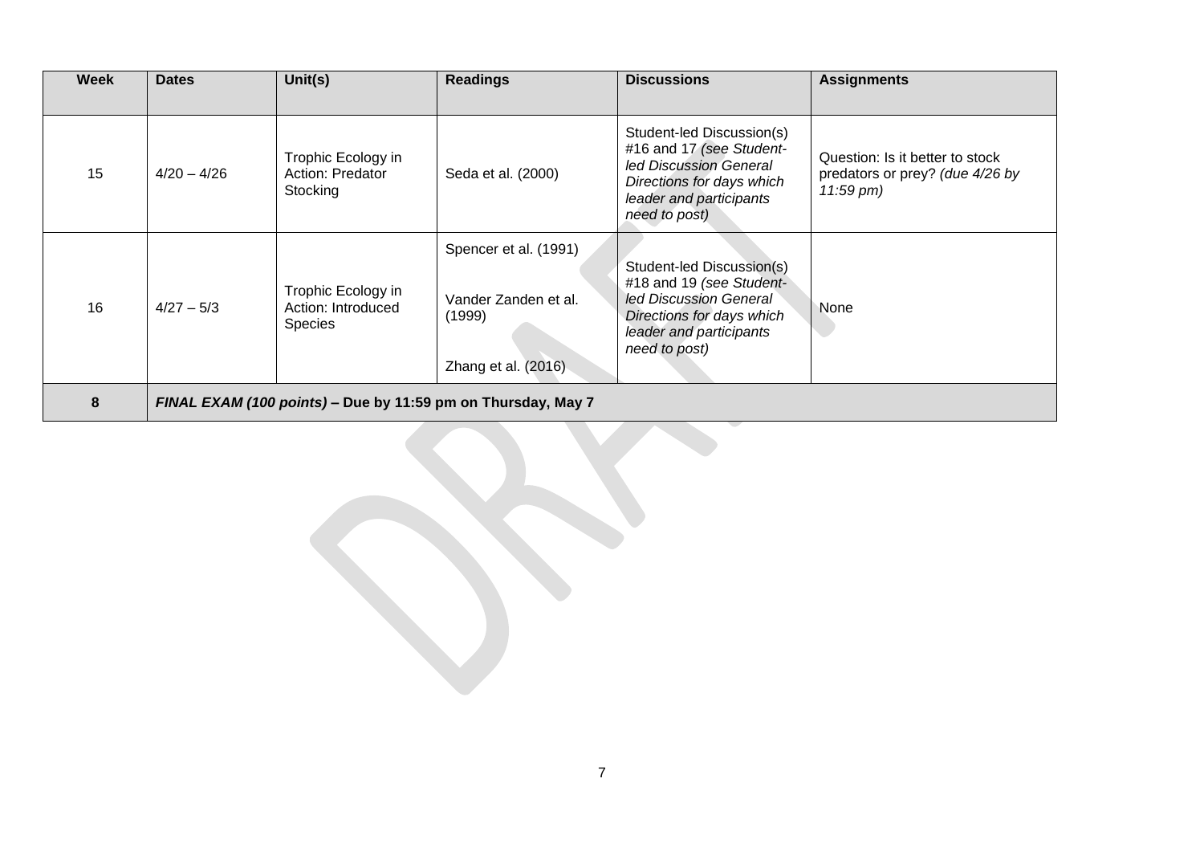| Week | Dates | Unit(s) | Readings | Discussions | Assignments |
|---|---|---|---|---|---|
| 15 | 4/20 – 4/26 | Trophic Ecology in Action: Predator Stocking | Seda et al. (2000) | Student-led Discussion(s) #16 and 17 *(see Student-led Discussion General Directions for days which leader and participants need to post)* | Question: Is it better to stock predators or prey? *(due 4/26 by 11:59 pm)* |
| 16 | 4/27 – 5/3 | Trophic Ecology in Action: Introduced Species | Spencer et al. (1991)<br><br>Vander Zanden et al. (1999)<br><br>Zhang et al. (2016) | Student-led Discussion(s) #18 and 19 *(see Student-led Discussion General Directions for days which leader and participants need to post)* | None |
| **8** | ***FINAL EXAM (100 points)*** **– Due by 11:59 pm on Thursday, May 7** | | | | |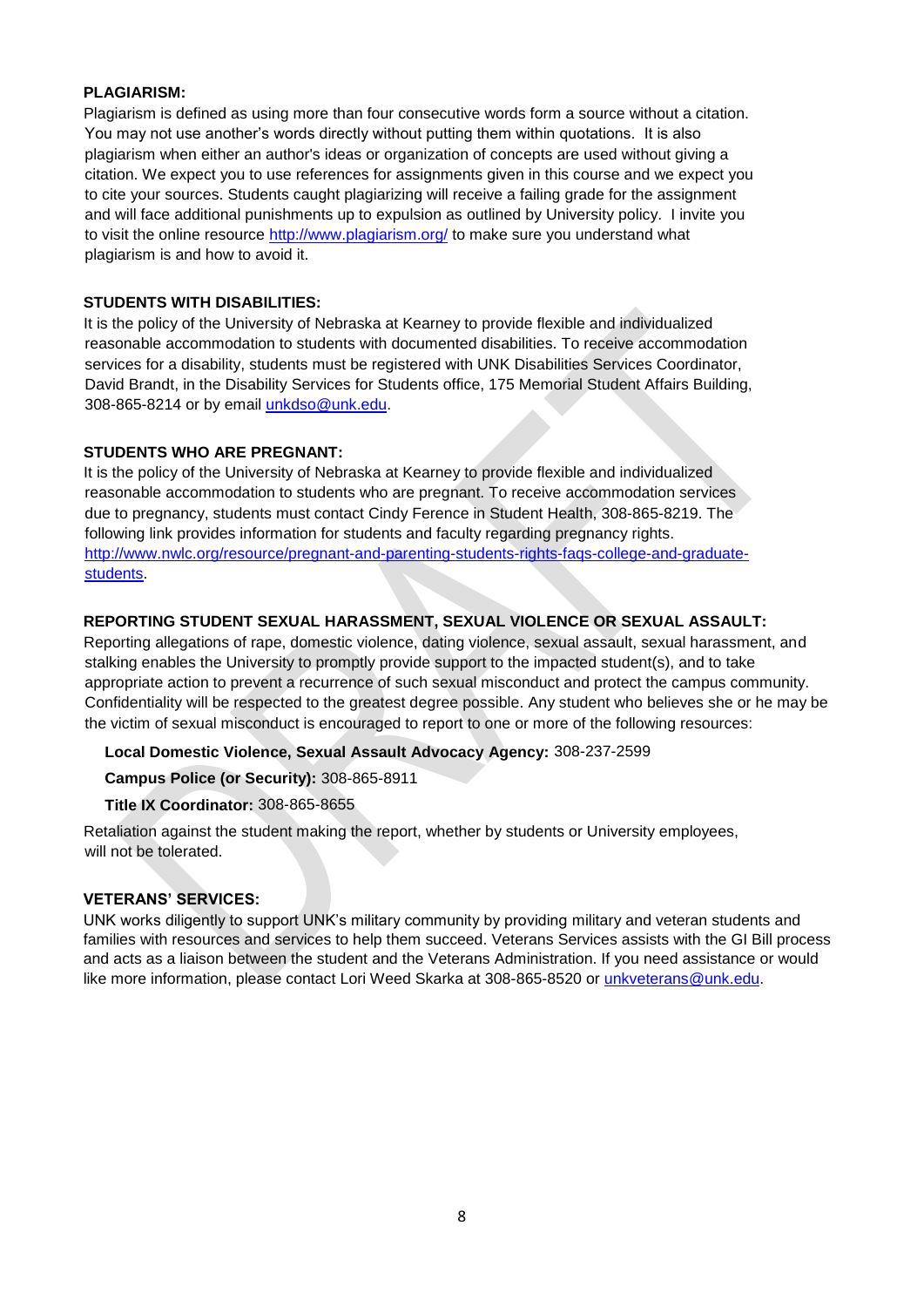**PLAGIARISM:**

Plagiarism is defined as using more than four consecutive words form a source without a citation. You may not use another's words directly without putting them within quotations. It is also plagiarism when either an author's ideas or organization of concepts are used without giving a citation. We expect you to use references for assignments given in this course and we expect you to cite your sources. Students caught plagiarizing will receive a failing grade for the assignment and will face additional punishments up to expulsion as outlined by University policy. I invite you to visit the online resource http://www.plagiarism.org/ to make sure you understand what plagiarism is and how to avoid it.

**STUDENTS WITH DISABILITIES:**

It is the policy of the University of Nebraska at Kearney to provide flexible and individualized reasonable accommodation to students with documented disabilities. To receive accommodation services for a disability, students must be registered with UNK Disabilities Services Coordinator, David Brandt, in the Disability Services for Students office, 175 Memorial Student Affairs Building, 308-865-8214 or by email unkdso@unk.edu.

**STUDENTS WHO ARE PREGNANT:**

It is the policy of the University of Nebraska at Kearney to provide flexible and individualized reasonable accommodation to students who are pregnant. To receive accommodation services due to pregnancy, students must contact Cindy Ference in Student Health, 308-865-8219. The following link provides information for students and faculty regarding pregnancy rights. http://www.nwlc.org/resource/pregnant-and-parenting-students-rights-faqs-college-and-graduate-students.

**REPORTING STUDENT SEXUAL HARASSMENT, SEXUAL VIOLENCE OR SEXUAL ASSAULT:**

Reporting allegations of rape, domestic violence, dating violence, sexual assault, sexual harassment, and stalking enables the University to promptly provide support to the impacted student(s), and to take appropriate action to prevent a recurrence of such sexual misconduct and protect the campus community. Confidentiality will be respected to the greatest degree possible. Any student who believes she or he may be the victim of sexual misconduct is encouraged to report to one or more of the following resources:

**Local Domestic Violence, Sexual Assault Advocacy Agency:** 308-237-2599

**Campus Police (or Security):** 308-865-8911

**Title IX Coordinator:** 308-865-8655

Retaliation against the student making the report, whether by students or University employees, will not be tolerated.

**VETERANS' SERVICES:**

UNK works diligently to support UNK's military community by providing military and veteran students and families with resources and services to help them succeed. Veterans Services assists with the GI Bill process and acts as a liaison between the student and the Veterans Administration. If you need assistance or would like more information, please contact Lori Weed Skarka at 308-865-8520 or unkveterans@unk.edu.